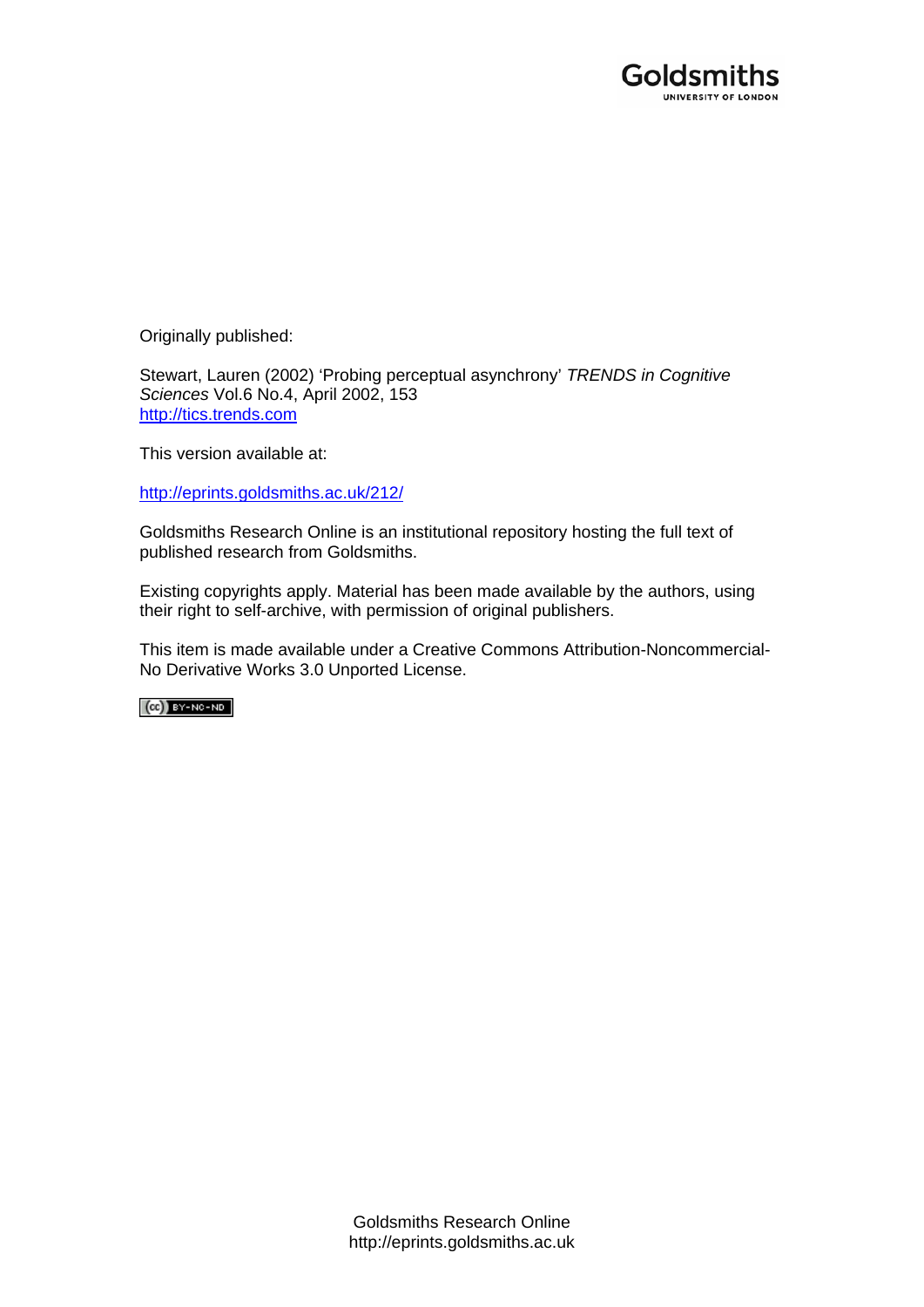Originally published:

Stewart, Lauren (2002) 'Probing perceptual asynchrony' *TRENDS in Cognitive Sciences* Vol.6 No.4, April 2002, 153
http://tics.trends.com

This version available at:

http://eprints.goldsmiths.ac.uk/212/

Goldsmiths Research Online is an institutional repository hosting the full text of published research from Goldsmiths.

Existing copyrights apply. Material has been made available by the authors, using their right to self-archive, with permission of original publishers.

This item is made available under a Creative Commons Attribution-Noncommercial-No Derivative Works 3.0 Unported License.

Goldsmiths Research Online
http://eprints.goldsmiths.ac.uk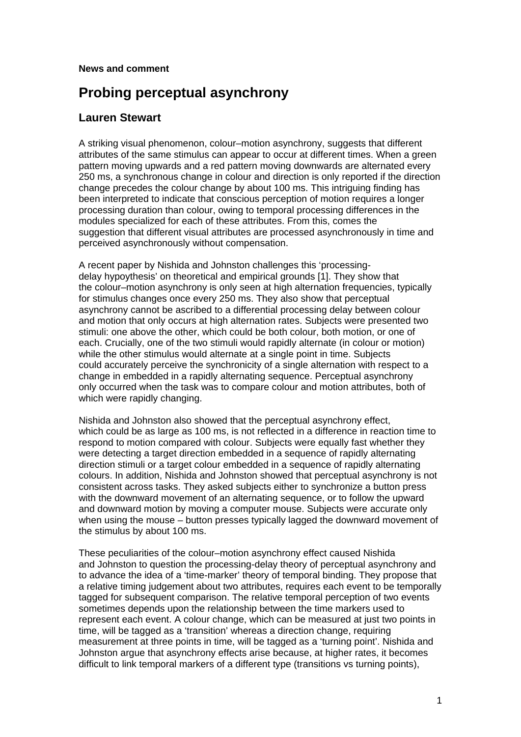**News and comment**

# Probing perceptual asynchrony

## Lauren Stewart

A striking visual phenomenon, colour–motion asynchrony, suggests that different attributes of the same stimulus can appear to occur at different times. When a green pattern moving upwards and a red pattern moving downwards are alternated every 250 ms, a synchronous change in colour and direction is only reported if the direction change precedes the colour change by about 100 ms. This intriguing finding has been interpreted to indicate that conscious perception of motion requires a longer processing duration than colour, owing to temporal processing differences in the modules specialized for each of these attributes. From this, comes the suggestion that different visual attributes are processed asynchronously in time and perceived asynchronously without compensation.

A recent paper by Nishida and Johnston challenges this 'processing-delay hypoythesis' on theoretical and empirical grounds [1]. They show that the colour–motion asynchrony is only seen at high alternation frequencies, typically for stimulus changes once every 250 ms. They also show that perceptual asynchrony cannot be ascribed to a differential processing delay between colour and motion that only occurs at high alternation rates. Subjects were presented two stimuli: one above the other, which could be both colour, both motion, or one of each. Crucially, one of the two stimuli would rapidly alternate (in colour or motion) while the other stimulus would alternate at a single point in time. Subjects could accurately perceive the synchronicity of a single alternation with respect to a change in embedded in a rapidly alternating sequence. Perceptual asynchrony only occurred when the task was to compare colour and motion attributes, both of which were rapidly changing.

Nishida and Johnston also showed that the perceptual asynchrony effect, which could be as large as 100 ms, is not reflected in a difference in reaction time to respond to motion compared with colour. Subjects were equally fast whether they were detecting a target direction embedded in a sequence of rapidly alternating direction stimuli or a target colour embedded in a sequence of rapidly alternating colours. In addition, Nishida and Johnston showed that perceptual asynchrony is not consistent across tasks. They asked subjects either to synchronize a button press with the downward movement of an alternating sequence, or to follow the upward and downward motion by moving a computer mouse. Subjects were accurate only when using the mouse – button presses typically lagged the downward movement of the stimulus by about 100 ms.

These peculiarities of the colour–motion asynchrony effect caused Nishida and Johnston to question the processing-delay theory of perceptual asynchrony and to advance the idea of a 'time-marker' theory of temporal binding. They propose that a relative timing judgement about two attributes, requires each event to be temporally tagged for subsequent comparison. The relative temporal perception of two events sometimes depends upon the relationship between the time markers used to represent each event. A colour change, which can be measured at just two points in time, will be tagged as a 'transition' whereas a direction change, requiring measurement at three points in time, will be tagged as a 'turning point'. Nishida and Johnston argue that asynchrony effects arise because, at higher rates, it becomes difficult to link temporal markers of a different type (transitions vs turning points),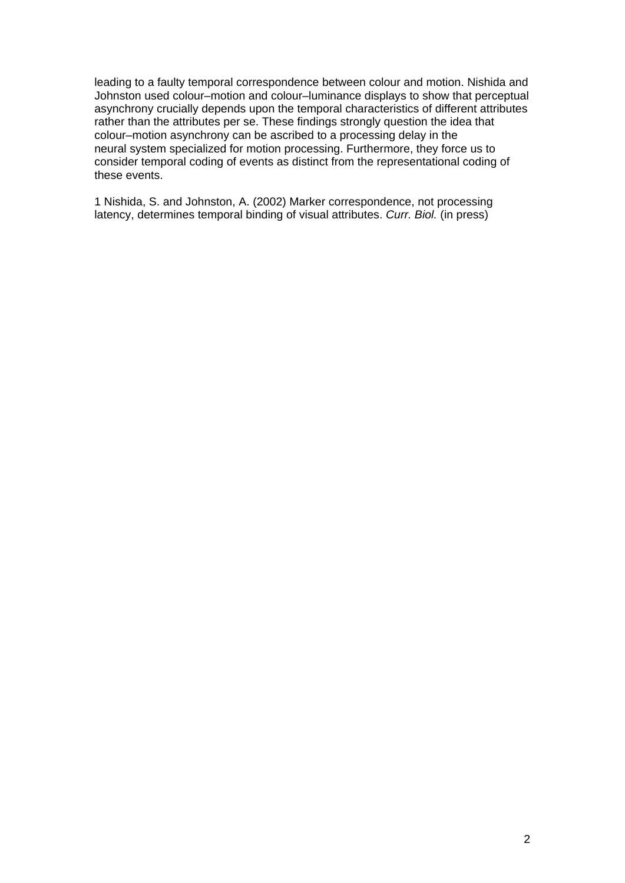leading to a faulty temporal correspondence between colour and motion. Nishida and Johnston used colour–motion and colour–luminance displays to show that perceptual asynchrony crucially depends upon the temporal characteristics of different attributes rather than the attributes per se. These findings strongly question the idea that colour–motion asynchrony can be ascribed to a processing delay in the neural system specialized for motion processing. Furthermore, they force us to consider temporal coding of events as distinct from the representational coding of these events.

1 Nishida, S. and Johnston, A. (2002) Marker correspondence, not processing latency, determines temporal binding of visual attributes. *Curr. Biol.* (in press)